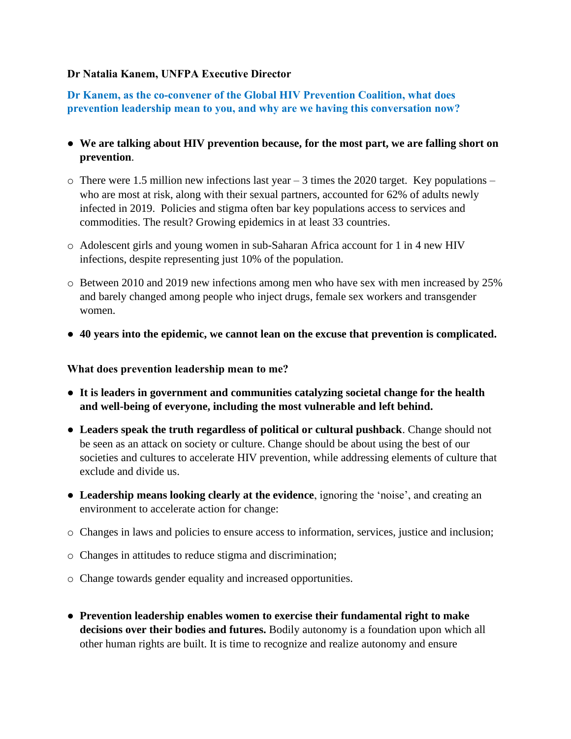**Dr Natalia Kanem, UNFPA Executive Director**

**Dr Kanem, as the co-convener of the Global HIV Prevention Coalition, what does prevention leadership mean to you, and why are we having this conversation now?**

- **We are talking about HIV prevention because, for the most part, we are falling short on prevention**.
  - There were 1.5 million new infections last year – 3 times the 2020 target. Key populations – who are most at risk, along with their sexual partners, accounted for 62% of adults newly infected in 2019. Policies and stigma often bar key populations access to services and commodities. The result? Growing epidemics in at least 33 countries.
  - Adolescent girls and young women in sub-Saharan Africa account for 1 in 4 new HIV infections, despite representing just 10% of the population.
  - Between 2010 and 2019 new infections among men who have sex with men increased by 25% and barely changed among people who inject drugs, female sex workers and transgender women.
- **40 years into the epidemic, we cannot lean on the excuse that prevention is complicated.**

**What does prevention leadership mean to me?**

- **It is leaders in government and communities catalyzing societal change for the health and well-being of everyone, including the most vulnerable and left behind.**
- **Leaders speak the truth regardless of political or cultural pushback**. Change should not be seen as an attack on society or culture. Change should be about using the best of our societies and cultures to accelerate HIV prevention, while addressing elements of culture that exclude and divide us.
- **Leadership means looking clearly at the evidence**, ignoring the 'noise', and creating an environment to accelerate action for change:
  - Changes in laws and policies to ensure access to information, services, justice and inclusion;
  - Changes in attitudes to reduce stigma and discrimination;
  - Change towards gender equality and increased opportunities.
- **Prevention leadership enables women to exercise their fundamental right to make decisions over their bodies and futures.** Bodily autonomy is a foundation upon which all other human rights are built. It is time to recognize and realize autonomy and ensure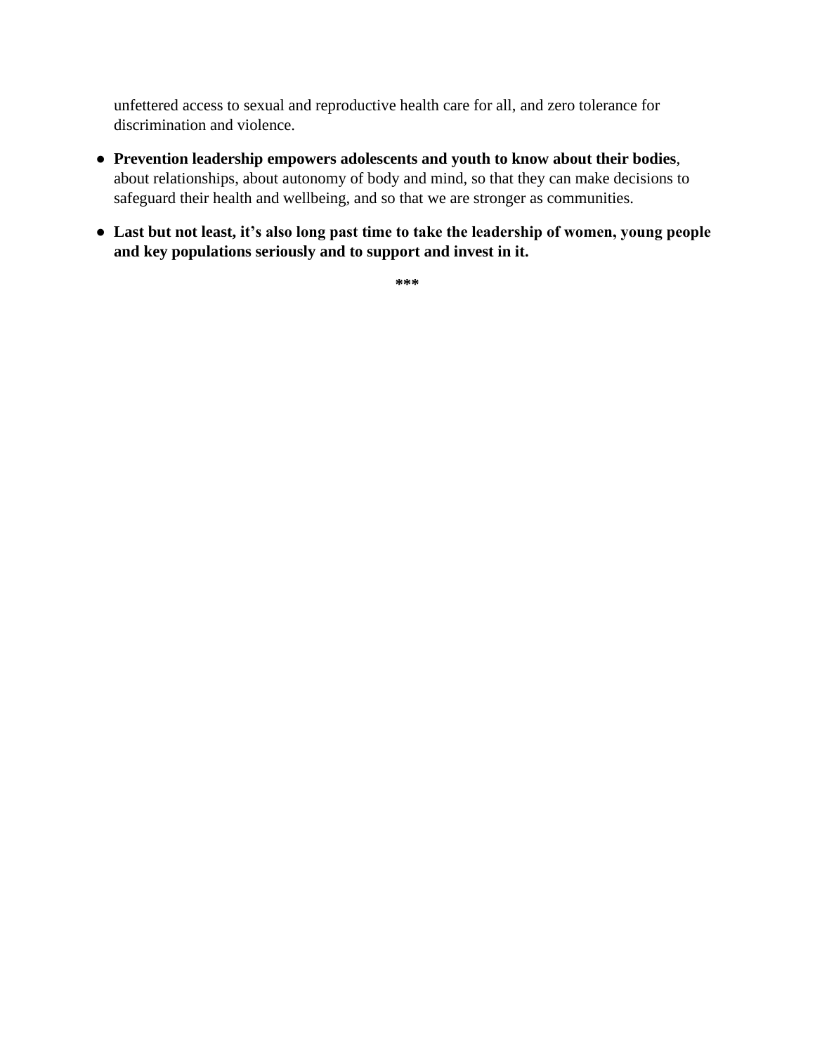unfettered access to sexual and reproductive health care for all, and zero tolerance for discrimination and violence.

- **Prevention leadership empowers adolescents and youth to know about their bodies**, about relationships, about autonomy of body and mind, so that they can make decisions to safeguard their health and wellbeing, and so that we are stronger as communities.
- **Last but not least, it's also long past time to take the leadership of women, young people and key populations seriously and to support and invest in it.**

**\*\*\***